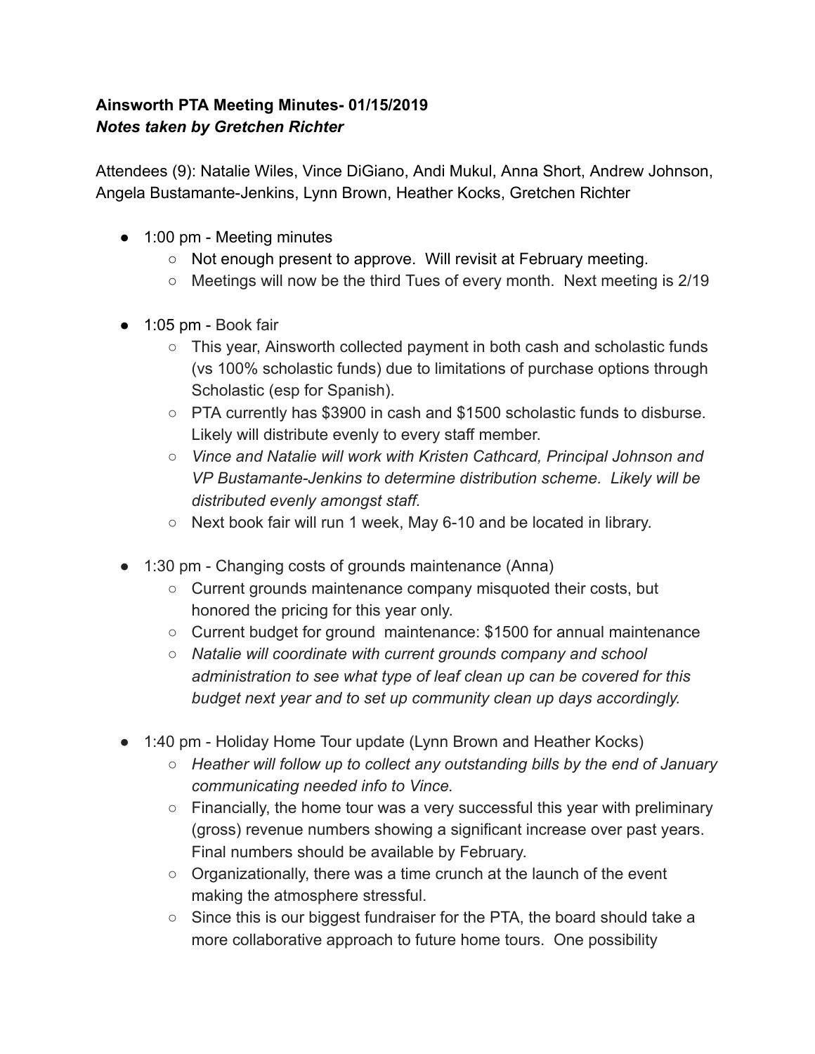**Ainsworth PTA Meeting Minutes- 01/15/2019**
***Notes taken by Gretchen Richter***

Attendees (9): Natalie Wiles, Vince DiGiano, Andi Mukul, Anna Short, Andrew Johnson, Angela Bustamante-Jenkins, Lynn Brown, Heather Kocks, Gretchen Richter

- 1:00 pm - Meeting minutes
  - Not enough present to approve. Will revisit at February meeting.
  - Meetings will now be the third Tues of every month. Next meeting is 2/19

- 1:05 pm - Book fair
  - This year, Ainsworth collected payment in both cash and scholastic funds (vs 100% scholastic funds) due to limitations of purchase options through Scholastic (esp for Spanish).
  - PTA currently has $3900 in cash and $1500 scholastic funds to disburse. Likely will distribute evenly to every staff member.
  - *Vince and Natalie will work with Kristen Cathcard, Principal Johnson and VP Bustamante-Jenkins to determine distribution scheme. Likely will be distributed evenly amongst staff.*
  - Next book fair will run 1 week, May 6-10 and be located in library.

- 1:30 pm - Changing costs of grounds maintenance (Anna)
  - Current grounds maintenance company misquoted their costs, but honored the pricing for this year only.
  - Current budget for ground maintenance: $1500 for annual maintenance
  - *Natalie will coordinate with current grounds company and school administration to see what type of leaf clean up can be covered for this budget next year and to set up community clean up days accordingly.*

- 1:40 pm - Holiday Home Tour update (Lynn Brown and Heather Kocks)
  - *Heather will follow up to collect any outstanding bills by the end of January communicating needed info to Vince.*
  - Financially, the home tour was a very successful this year with preliminary (gross) revenue numbers showing a significant increase over past years. Final numbers should be available by February.
  - Organizationally, there was a time crunch at the launch of the event making the atmosphere stressful.
  - Since this is our biggest fundraiser for the PTA, the board should take a more collaborative approach to future home tours. One possibility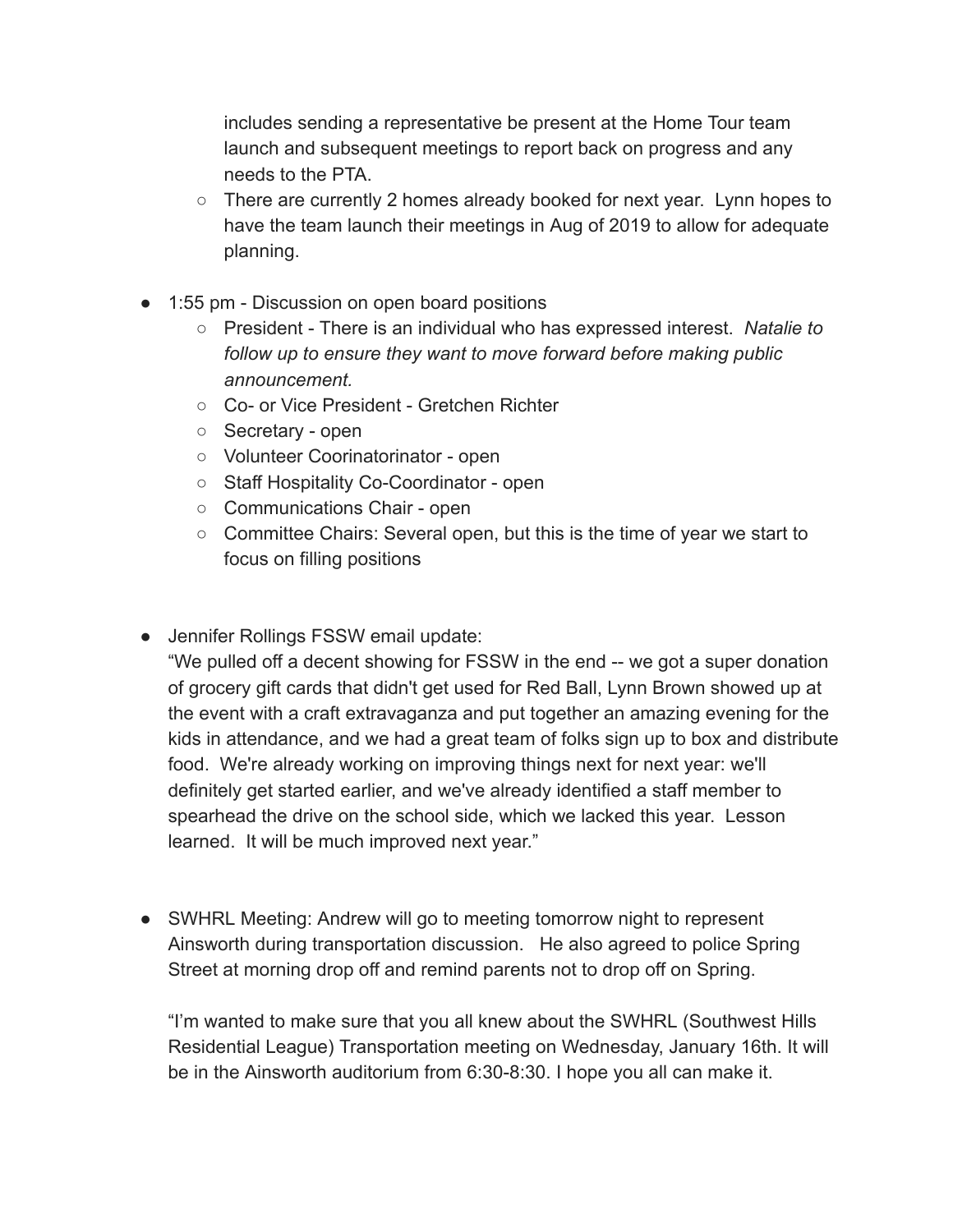includes sending a representative be present at the Home Tour team launch and subsequent meetings to report back on progress and any needs to the PTA.
  - There are currently 2 homes already booked for next year. Lynn hopes to have the team launch their meetings in Aug of 2019 to allow for adequate planning.

- 1:55 pm - Discussion on open board positions
  - President - There is an individual who has expressed interest. *Natalie to follow up to ensure they want to move forward before making public announcement.*
  - Co- or Vice President - Gretchen Richter
  - Secretary - open
  - Volunteer Coorinatorinator - open
  - Staff Hospitality Co-Coordinator - open
  - Communications Chair - open
  - Committee Chairs: Several open, but this is the time of year we start to focus on filling positions

- Jennifer Rollings FSSW email update:
  "We pulled off a decent showing for FSSW in the end -- we got a super donation of grocery gift cards that didn't get used for Red Ball, Lynn Brown showed up at the event with a craft extravaganza and put together an amazing evening for the kids in attendance, and we had a great team of folks sign up to box and distribute food. We're already working on improving things next for next year: we'll definitely get started earlier, and we've already identified a staff member to spearhead the drive on the school side, which we lacked this year. Lesson learned. It will be much improved next year."

- SWHRL Meeting: Andrew will go to meeting tomorrow night to represent Ainsworth during transportation discussion. He also agreed to police Spring Street at morning drop off and remind parents not to drop off on Spring.

  "I'm wanted to make sure that you all knew about the SWHRL (Southwest Hills Residential League) Transportation meeting on Wednesday, January 16th. It will be in the Ainsworth auditorium from 6:30-8:30. I hope you all can make it.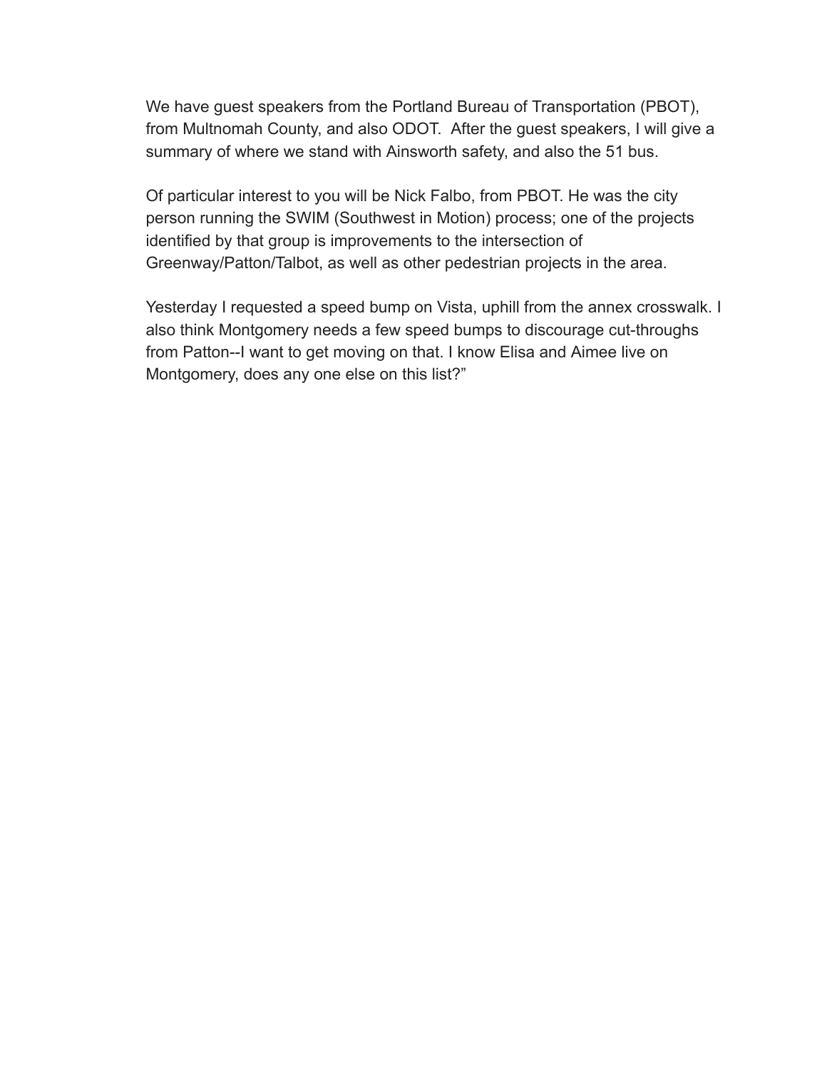We have guest speakers from the Portland Bureau of Transportation (PBOT), from Multnomah County, and also ODOT. After the guest speakers, I will give a summary of where we stand with Ainsworth safety, and also the 51 bus.

Of particular interest to you will be Nick Falbo, from PBOT. He was the city person running the SWIM (Southwest in Motion) process; one of the projects identified by that group is improvements to the intersection of Greenway/Patton/Talbot, as well as other pedestrian projects in the area.

Yesterday I requested a speed bump on Vista, uphill from the annex crosswalk. I also think Montgomery needs a few speed bumps to discourage cut-throughs from Patton--I want to get moving on that. I know Elisa and Aimee live on Montgomery, does any one else on this list?”